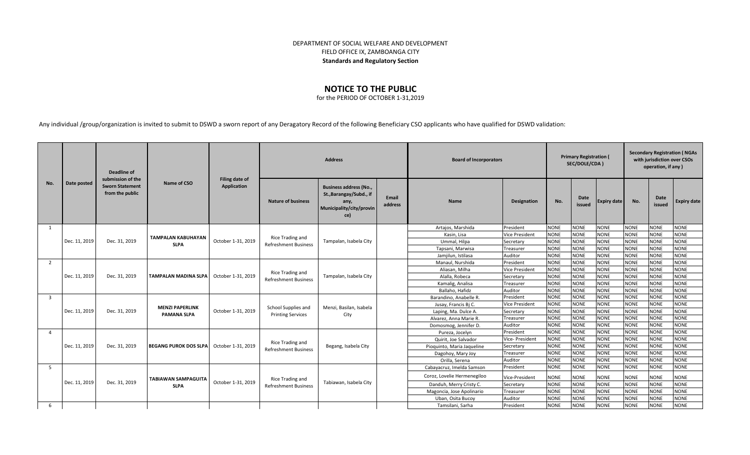DEPARTMENT OF SOCIAL WELFARE AND DEVELOPMENT
FIELD OFFICE IX, ZAMBOANGA CITY
**Standards and Regulatory Section**

# NOTICE TO THE PUBLIC

for the PERIOD OF OCTOBER 1-31,2019

Any individual /group/organization is invited to submit to DSWD a sworn report of any Deragatory Record of the following Beneficiary CSO applicants who have qualified for DSWD validation:

| No. | Date posted | Deadline of submission of the Sworn Statement from the public | Name of CSO | Filing date of Application | Address | | | Board of Incorporators | | Primary Registration ( SEC/DOLE/CDA ) | | | Secondary Registration ( NGAs with jurisdiction over CSOs operation, if any ) | | |
|---|---|---|---|---|---|---|---|---|---|---|---|---|---|---|---|
| | | | | | Nature of business | Business address (No., St.,Barangay/Subd., if any, Municipality/city/province) | Email address | Name | Designation | No. | Date issued | Expiry date | No. | Date issued | Expiry date |
| 1 | Dec. 11, 2019 | Dec. 31, 2019 | **TAMPALAN KABUHAYAN SLPA** | October 1-31, 2019 | Rice Trading and Refreshment Business | Tampalan, Isabela City | | Artajos, Marshida | President | NONE | NONE | NONE | NONE | NONE | NONE |
| | | | | | | | | Kasin, Lisa | Vice President | NONE | NONE | NONE | NONE | NONE | NONE |
| | | | | | | | | Ummal, Hilpa | Secretary | NONE | NONE | NONE | NONE | NONE | NONE |
| | | | | | | | | Tapsani, Marwisa | Treasurer | NONE | NONE | NONE | NONE | NONE | NONE |
| | | | | | | | | Jamjilun, Istilasa | Auditor | NONE | NONE | NONE | NONE | NONE | NONE |
| 2 | Dec. 11, 2019 | Dec. 31, 2019 | **TAMPALAN MADINA SLPA** | October 1-31, 2019 | Rice Trading and Refreshment Business | Tampalan, Isabela City | | Manaul, Nurshida | President | NONE | NONE | NONE | NONE | NONE | NONE |
| | | | | | | | | Aliasan, Milha | Vice President | NONE | NONE | NONE | NONE | NONE | NONE |
| | | | | | | | | Alalla, Robeca | Secretary | NONE | NONE | NONE | NONE | NONE | NONE |
| | | | | | | | | Kamalig, Analisa | Treasurer | NONE | NONE | NONE | NONE | NONE | NONE |
| | | | | | | | | Ballaho, Hafidz | Auditor | NONE | NONE | NONE | NONE | NONE | NONE |
| 3 | Dec. 11, 2019 | Dec. 31, 2019 | **MENZI PAPERLINK PAMANA SLPA** | October 1-31, 2019 | School Supplies and Printing Services | Menzi, Basilan, Isabela City | | Barandino, Anabelle R. | President | NONE | NONE | NONE | NONE | NONE | NONE |
| | | | | | | | | Jusay, Francis Bj C. | Vice President | NONE | NONE | NONE | NONE | NONE | NONE |
| | | | | | | | | Laping, Ma. Dulce A. | Secretary | NONE | NONE | NONE | NONE | NONE | NONE |
| | | | | | | | | Alvarez, Anna Marie R. | Treasurer | NONE | NONE | NONE | NONE | NONE | NONE |
| | | | | | | | | Domosmog, Jennifer D. | Auditor | NONE | NONE | NONE | NONE | NONE | NONE |
| 4 | Dec. 11, 2019 | Dec. 31, 2019 | **BEGANG PUROK DOS SLPA** | October 1-31, 2019 | Rice Trading and Refreshment Business | Begang, Isabela City | | Pureza, Jocelyn | President | NONE | NONE | NONE | NONE | NONE | NONE |
| | | | | | | | | Quirit, Joe Salvador | Vice- President | NONE | NONE | NONE | NONE | NONE | NONE |
| | | | | | | | | Pioquinto, Maria Jaqueline | Secretary | NONE | NONE | NONE | NONE | NONE | NONE |
| | | | | | | | | Dagohoy, Mary Joy | Treasurer | NONE | NONE | NONE | NONE | NONE | NONE |
| | | | | | | | | Orilla, Serena | Auditor | NONE | NONE | NONE | NONE | NONE | NONE |
| 5 | Dec. 11, 2019 | Dec. 31, 2019 | **TABIAWAN SAMPAGUITA SLPA** | October 1-31, 2019 | Rice Trading and Refreshment Business | Tabiawan, Isabela City | | Cabayacruz, Imelda Samson | President | NONE | NONE | NONE | NONE | NONE | NONE |
| | | | | | | | | Coroz, Lovelie Hermenegiloo | Vice-President | NONE | NONE | NONE | NONE | NONE | NONE |
| | | | | | | | | Danduh, Merry Cristy C. | Secretary | NONE | NONE | NONE | NONE | NONE | NONE |
| | | | | | | | | Magoncia, Jose Apolinario | Treasurer | NONE | NONE | NONE | NONE | NONE | NONE |
| | | | | | | | | Uban, Osita Bucoy | Auditor | NONE | NONE | NONE | NONE | NONE | NONE |
| 6 | | | | | | | | Tamsilani, Sarha | President | NONE | NONE | NONE | NONE | NONE | NONE |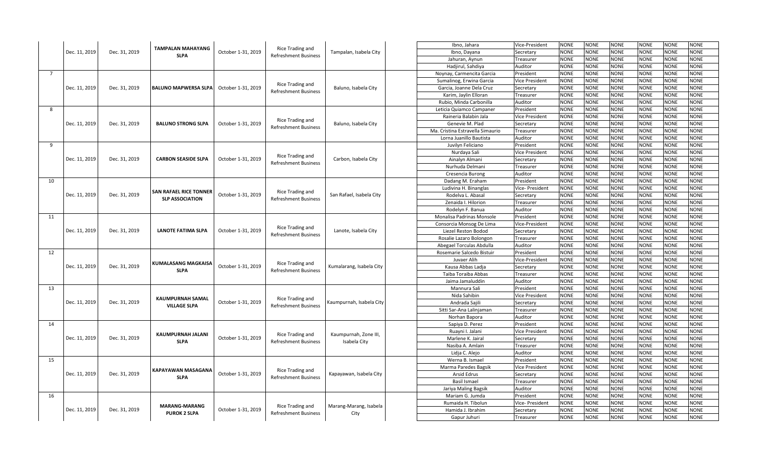| | | | | | | | | | | | | | | | |
|---|---|---|---|---|---|---|---|---|---|---|---|---|---|---|---|
| | Dec. 11, 2019 | Dec. 31, 2019 | TAMPALAN MAHAYANG SLPA | October 1-31, 2019 | Rice Trading and Refreshment Business | Tampalan, Isabela City | | Ibno, Jahara | Vice-President | NONE | NONE | NONE | NONE | NONE | NONE |
| | | | | | | | | Ibno, Dayana | Secretary | NONE | NONE | NONE | NONE | NONE | NONE |
| | | | | | | | | Jahuran, Aynun | Treasurer | NONE | NONE | NONE | NONE | NONE | NONE |
| | | | | | | | | Hadjirul, Sahdiya | Auditor | NONE | NONE | NONE | NONE | NONE | NONE |
| 7 | Dec. 11, 2019 | Dec. 31, 2019 | BALUNO MAPWERSA SLPA | October 1-31, 2019 | Rice Trading and Refreshment Business | Baluno, Isabela City | | Noynay, Carmencita Garcia | President | NONE | NONE | NONE | NONE | NONE | NONE |
| | | | | | | | | Sumalinog, Erwina Garcia | Vice President | NONE | NONE | NONE | NONE | NONE | NONE |
| | | | | | | | | Garcia, Joanne Dela Cruz | Secretary | NONE | NONE | NONE | NONE | NONE | NONE |
| | | | | | | | | Karim, Jaylin Elloran | Treasurer | NONE | NONE | NONE | NONE | NONE | NONE |
| | | | | | | | | Rubio, Minda Carbonilla | Auditor | NONE | NONE | NONE | NONE | NONE | NONE |
| 8 | Dec. 11, 2019 | Dec. 31, 2019 | BALUNO STRONG SLPA | October 1-31, 2019 | Rice Trading and Refreshment Business | Baluno, Isabela City | | Leticia Quiamco Campaner | President | NONE | NONE | NONE | NONE | NONE | NONE |
| | | | | | | | | Raineria Balabin Jala | Vice President | NONE | NONE | NONE | NONE | NONE | NONE |
| | | | | | | | | Genevie M. Plad | Secretary | NONE | NONE | NONE | NONE | NONE | NONE |
| | | | | | | | | Ma. Cristina Estravella Simaurio | Treasurer | NONE | NONE | NONE | NONE | NONE | NONE |
| | | | | | | | | Lorna Juanillo Bautista | Auditor | NONE | NONE | NONE | NONE | NONE | NONE |
| 9 | Dec. 11, 2019 | Dec. 31, 2019 | CARBON SEASIDE SLPA | October 1-31, 2019 | Rice Trading and Refreshment Business | Carbon, Isabela City | | Juvilyn Feliciano | President | NONE | NONE | NONE | NONE | NONE | NONE |
| | | | | | | | | Nurdaya Sali | Vice President | NONE | NONE | NONE | NONE | NONE | NONE |
| | | | | | | | | Ainalyn Almani | Secretary | NONE | NONE | NONE | NONE | NONE | NONE |
| | | | | | | | | Nurhuda Delmani | Treasurer | NONE | NONE | NONE | NONE | NONE | NONE |
| | | | | | | | | Cresencia Burong | Auditor | NONE | NONE | NONE | NONE | NONE | NONE |
| 10 | Dec. 11, 2019 | Dec. 31, 2019 | SAN RAFAEL RICE TONNER SLP ASSOCIATION | October 1-31, 2019 | Rice Trading and Refreshment Business | San Rafael, Isabela City | | Dadang M. Eraham | President | NONE | NONE | NONE | NONE | NONE | NONE |
| | | | | | | | | Ludivina H. Binanglas | Vice- President | NONE | NONE | NONE | NONE | NONE | NONE |
| | | | | | | | | Rodelva L. Abasal | Secretary | NONE | NONE | NONE | NONE | NONE | NONE |
| | | | | | | | | Zenaida I. Hilorion | Treasurer | NONE | NONE | NONE | NONE | NONE | NONE |
| | | | | | | | | Rodelyn F. Banua | Auditor | NONE | NONE | NONE | NONE | NONE | NONE |
| 11 | Dec. 11, 2019 | Dec. 31, 2019 | LANOTE FATIMA SLPA | October 1-31, 2019 | Rice Trading and Refreshment Business | Lanote, Isabela City | | Monalisa Padrinas Monsole | President | NONE | NONE | NONE | NONE | NONE | NONE |
| | | | | | | | | Consorcia Monsog De Lima | Vice-President | NONE | NONE | NONE | NONE | NONE | NONE |
| | | | | | | | | Liezel Reston Bodod | Secretary | NONE | NONE | NONE | NONE | NONE | NONE |
| | | | | | | | | Rosalie Lazaro Bolongon | Treasurer | NONE | NONE | NONE | NONE | NONE | NONE |
| | | | | | | | | Abegael Torculas Abdulla | Auditor | NONE | NONE | NONE | NONE | NONE | NONE |
| 12 | Dec. 11, 2019 | Dec. 31, 2019 | KUMALASANG MAGKAISA SLPA | October 1-31, 2019 | Rice Trading and Refreshment Business | Kumalarang, Isabela City | | Rosemarie Salcedo Bistuir | President | NONE | NONE | NONE | NONE | NONE | NONE |
| | | | | | | | | Juvaer Alih | Vice-President | NONE | NONE | NONE | NONE | NONE | NONE |
| | | | | | | | | Kausa Abbas Ladja | Secretary | NONE | NONE | NONE | NONE | NONE | NONE |
| | | | | | | | | Taiba Toraiba Abbas | Treasurer | NONE | NONE | NONE | NONE | NONE | NONE |
| | | | | | | | | Jaima Jamaluddin | Auditor | NONE | NONE | NONE | NONE | NONE | NONE |
| 13 | Dec. 11, 2019 | Dec. 31, 2019 | KAUMPURNAH SAMAL VILLAGE SLPA | October 1-31, 2019 | Rice Trading and Refreshment Business | Kaumpurnah, Isabela City | | Mannura Sali | President | NONE | NONE | NONE | NONE | NONE | NONE |
| | | | | | | | | Nida Sahibin | Vice President | NONE | NONE | NONE | NONE | NONE | NONE |
| | | | | | | | | Andrada Sajili | Secretary | NONE | NONE | NONE | NONE | NONE | NONE |
| | | | | | | | | Sitti Sar-Ana Lalinjaman | Treasurer | NONE | NONE | NONE | NONE | NONE | NONE |
| | | | | | | | | Norhan Bapora | Auditor | NONE | NONE | NONE | NONE | NONE | NONE |
| 14 | Dec. 11, 2019 | Dec. 31, 2019 | KAUMPURNAH JALANI SLPA | October 1-31, 2019 | Rice Trading and Refreshment Business | Kaumpurnah, Zone III, Isabela City | | Sapiya D. Perez | President | NONE | NONE | NONE | NONE | NONE | NONE |
| | | | | | | | | Ruayni I. Jalani | Vice President | NONE | NONE | NONE | NONE | NONE | NONE |
| | | | | | | | | Marlene K. Jairal | Secretary | NONE | NONE | NONE | NONE | NONE | NONE |
| | | | | | | | | Nasiba A. Amlain | Treasurer | NONE | NONE | NONE | NONE | NONE | NONE |
| | | | | | | | | Lidja C. Alejo | Auditor | NONE | NONE | NONE | NONE | NONE | NONE |
| 15 | Dec. 11, 2019 | Dec. 31, 2019 | KAPAYAWAN MASAGANA SLPA | October 1-31, 2019 | Rice Trading and Refreshment Business | Kapayawan, Isabela City | | Werna B. Ismael | President | NONE | NONE | NONE | NONE | NONE | NONE |
| | | | | | | | | Marma Paredes Bagsik | Vice President | NONE | NONE | NONE | NONE | NONE | NONE |
| | | | | | | | | Arsid Edrus | Secretary | NONE | NONE | NONE | NONE | NONE | NONE |
| | | | | | | | | Basil Ismael | Treasurer | NONE | NONE | NONE | NONE | NONE | NONE |
| | | | | | | | | Jariya Maling Bagsik | Auditor | NONE | NONE | NONE | NONE | NONE | NONE |
| 16 | Dec. 11, 2019 | Dec. 31, 2019 | MARANG-MARANG PUROK 2 SLPA | October 1-31, 2019 | Rice Trading and Refreshment Business | Marang-Marang, Isabela City | | Mariam G. Jumda | President | NONE | NONE | NONE | NONE | NONE | NONE |
| | | | | | | | | Rumaida H. Tibolun | Vice- President | NONE | NONE | NONE | NONE | NONE | NONE |
| | | | | | | | | Hamida J. Ibrahim | Secretary | NONE | NONE | NONE | NONE | NONE | NONE |
| | | | | | | | | Gapur Juhuri | Treasurer | NONE | NONE | NONE | NONE | NONE | NONE |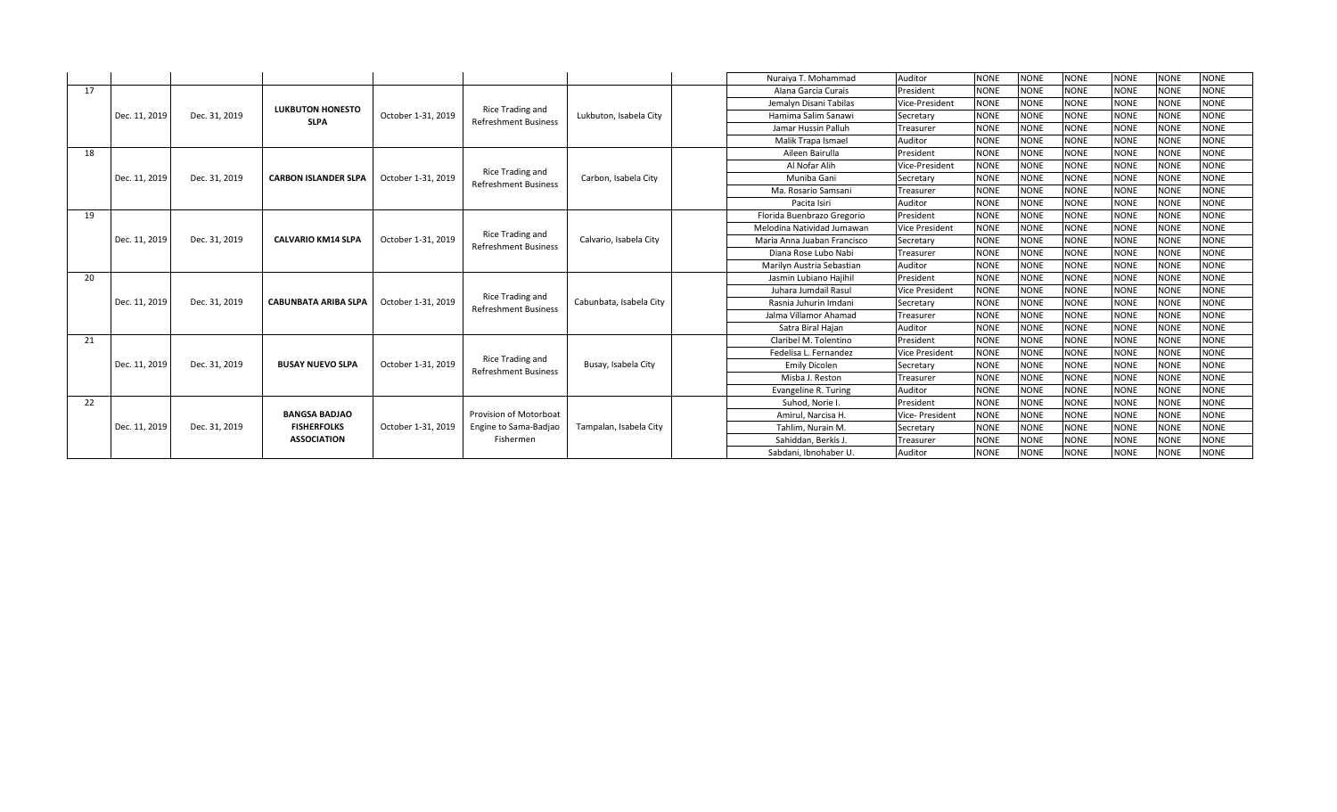| | | | | | | | | | | | | | | | | |
|---|---|---|---|---|---|---|---|---|---|---|---|---|---|---|---|---|
| | | | | | | | | Nuraiya T. Mohammad | Auditor | NONE | NONE | NONE | NONE | NONE | NONE |
| 17 | Dec. 11, 2019 | Dec. 31, 2019 | **LUKBUTON HONESTO SLPA** | October 1-31, 2019 | Rice Trading and Refreshment Business | Lukbuton, Isabela City | | Alana Garcia Curais | President | NONE | NONE | NONE | NONE | NONE | NONE |
| | | | | | | | | Jemalyn Disani Tabilas | Vice-President | NONE | NONE | NONE | NONE | NONE | NONE |
| | | | | | | | | Hamima Salim Sanawi | Secretary | NONE | NONE | NONE | NONE | NONE | NONE |
| | | | | | | | | Jamar Hussin Palluh | Treasurer | NONE | NONE | NONE | NONE | NONE | NONE |
| | | | | | | | | Malik Trapa Ismael | Auditor | NONE | NONE | NONE | NONE | NONE | NONE |
| 18 | Dec. 11, 2019 | Dec. 31, 2019 | **CARBON ISLANDER SLPA** | October 1-31, 2019 | Rice Trading and Refreshment Business | Carbon, Isabela City | | Aileen Bairulla | President | NONE | NONE | NONE | NONE | NONE | NONE |
| | | | | | | | | Al Nofar Alih | Vice-President | NONE | NONE | NONE | NONE | NONE | NONE |
| | | | | | | | | Muniba Gani | Secretary | NONE | NONE | NONE | NONE | NONE | NONE |
| | | | | | | | | Ma. Rosario Samsani | Treasurer | NONE | NONE | NONE | NONE | NONE | NONE |
| | | | | | | | | Pacita Isiri | Auditor | NONE | NONE | NONE | NONE | NONE | NONE |
| 19 | Dec. 11, 2019 | Dec. 31, 2019 | **CALVARIO KM14 SLPA** | October 1-31, 2019 | Rice Trading and Refreshment Business | Calvario, Isabela City | | Florida Buenbrazo Gregorio | President | NONE | NONE | NONE | NONE | NONE | NONE |
| | | | | | | | | Melodina Natividad Jumawan | Vice President | NONE | NONE | NONE | NONE | NONE | NONE |
| | | | | | | | | Maria Anna Juaban Francisco | Secretary | NONE | NONE | NONE | NONE | NONE | NONE |
| | | | | | | | | Diana Rose Lubo Nabi | Treasurer | NONE | NONE | NONE | NONE | NONE | NONE |
| | | | | | | | | Marilyn Austria Sebastian | Auditor | NONE | NONE | NONE | NONE | NONE | NONE |
| 20 | Dec. 11, 2019 | Dec. 31, 2019 | **CABUNBATA ARIBA SLPA** | October 1-31, 2019 | Rice Trading and Refreshment Business | Cabunbata, Isabela City | | Jasmin Lubiano Hajihil | President | NONE | NONE | NONE | NONE | NONE | NONE |
| | | | | | | | | Juhara Jumdail Rasul | Vice President | NONE | NONE | NONE | NONE | NONE | NONE |
| | | | | | | | | Rasnia Juhurin Imdani | Secretary | NONE | NONE | NONE | NONE | NONE | NONE |
| | | | | | | | | Jalma Villamor Ahamad | Treasurer | NONE | NONE | NONE | NONE | NONE | NONE |
| | | | | | | | | Satra Biral Hajan | Auditor | NONE | NONE | NONE | NONE | NONE | NONE |
| 21 | Dec. 11, 2019 | Dec. 31, 2019 | **BUSAY NUEVO SLPA** | October 1-31, 2019 | Rice Trading and Refreshment Business | Busay, Isabela City | | Claribel M. Tolentino | President | NONE | NONE | NONE | NONE | NONE | NONE |
| | | | | | | | | Fedelisa L. Fernandez | Vice President | NONE | NONE | NONE | NONE | NONE | NONE |
| | | | | | | | | Emily Dicolen | Secretary | NONE | NONE | NONE | NONE | NONE | NONE |
| | | | | | | | | Misba J. Reston | Treasurer | NONE | NONE | NONE | NONE | NONE | NONE |
| | | | | | | | | Evangeline R. Turing | Auditor | NONE | NONE | NONE | NONE | NONE | NONE |
| 22 | Dec. 11, 2019 | Dec. 31, 2019 | **BANGSA BADJAO FISHERFOLKS ASSOCIATION** | October 1-31, 2019 | Provision of Motorboat Engine to Sama-Badjao Fishermen | Tampalan, Isabela City | | Suhod, Norie I. | President | NONE | NONE | NONE | NONE | NONE | NONE |
| | | | | | | | | Amirul, Narcisa H. | Vice- President | NONE | NONE | NONE | NONE | NONE | NONE |
| | | | | | | | | Tahlim, Nurain M. | Secretary | NONE | NONE | NONE | NONE | NONE | NONE |
| | | | | | | | | Sahiddan, Berkis J. | Treasurer | NONE | NONE | NONE | NONE | NONE | NONE |
| | | | | | | | | Sabdani, Ibnohaber U. | Auditor | NONE | NONE | NONE | NONE | NONE | NONE |